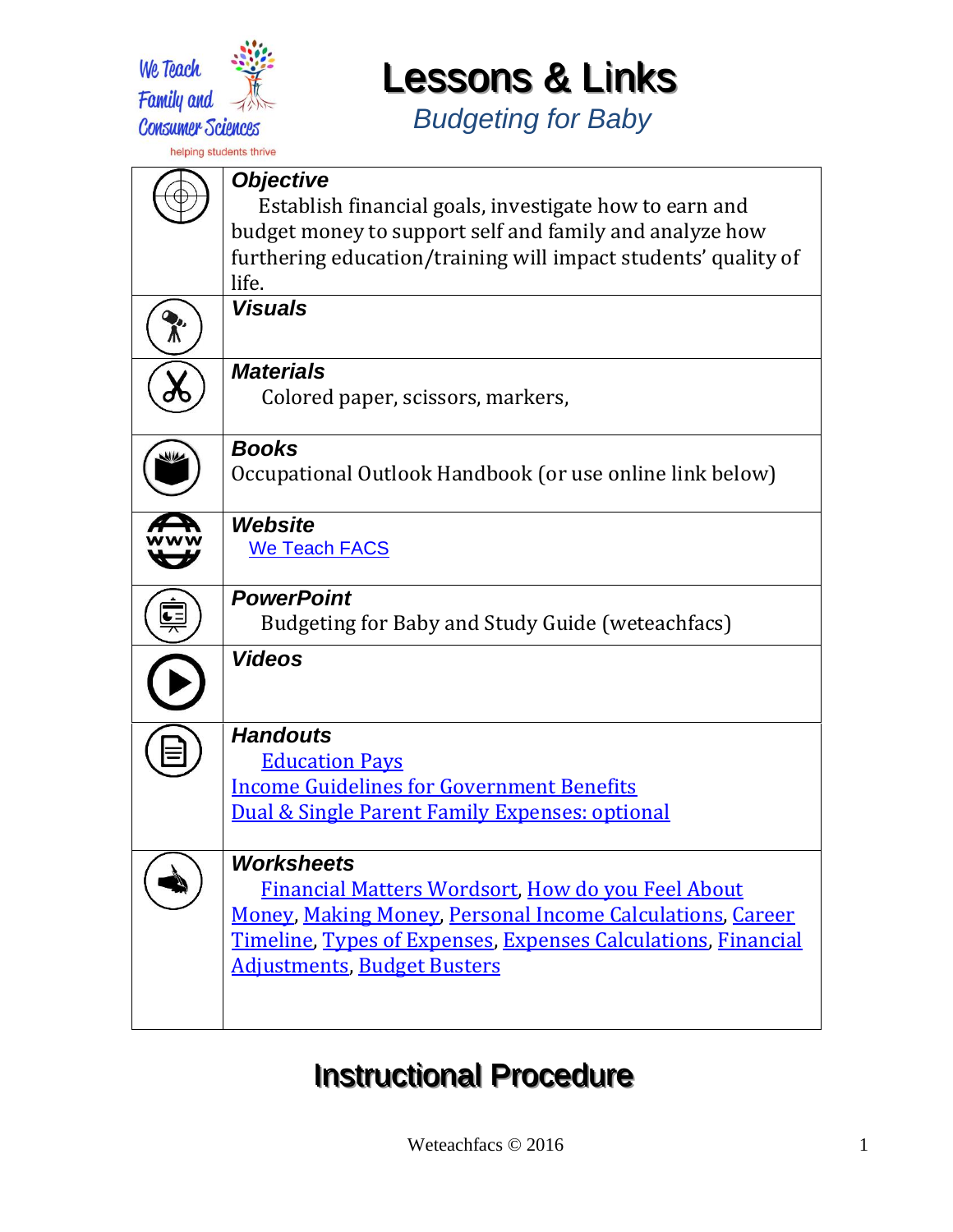We Teach Family and Consumer Sciences
helping students thrive

# Lessons & Links

*Budgeting for Baby*

| | |
|---|---|
| | ***Objective***<br>Establish financial goals, investigate how to earn and budget money to support self and family and analyze how furthering education/training will impact students' quality of life. |
| | ***Visuals*** |
| | ***Materials***<br>Colored paper, scissors, markers, |
| | ***Books***<br>Occupational Outlook Handbook (or use online link below) |
| | ***Website***<br>We Teach FACS |
| | ***PowerPoint***<br>Budgeting for Baby and Study Guide (weteachfacs) |
| | ***Videos*** |
| | ***Handouts***<br>Education Pays<br>Income Guidelines for Government Benefits<br>Dual & Single Parent Family Expenses: optional |
| | ***Worksheets***<br>Financial Matters Wordsort, How do you Feel About Money, Making Money, Personal Income Calculations, Career Timeline, Types of Expenses, Expenses Calculations, Financial Adjustments, Budget Busters |

# Instructional Procedure

Weteachfacs © 2016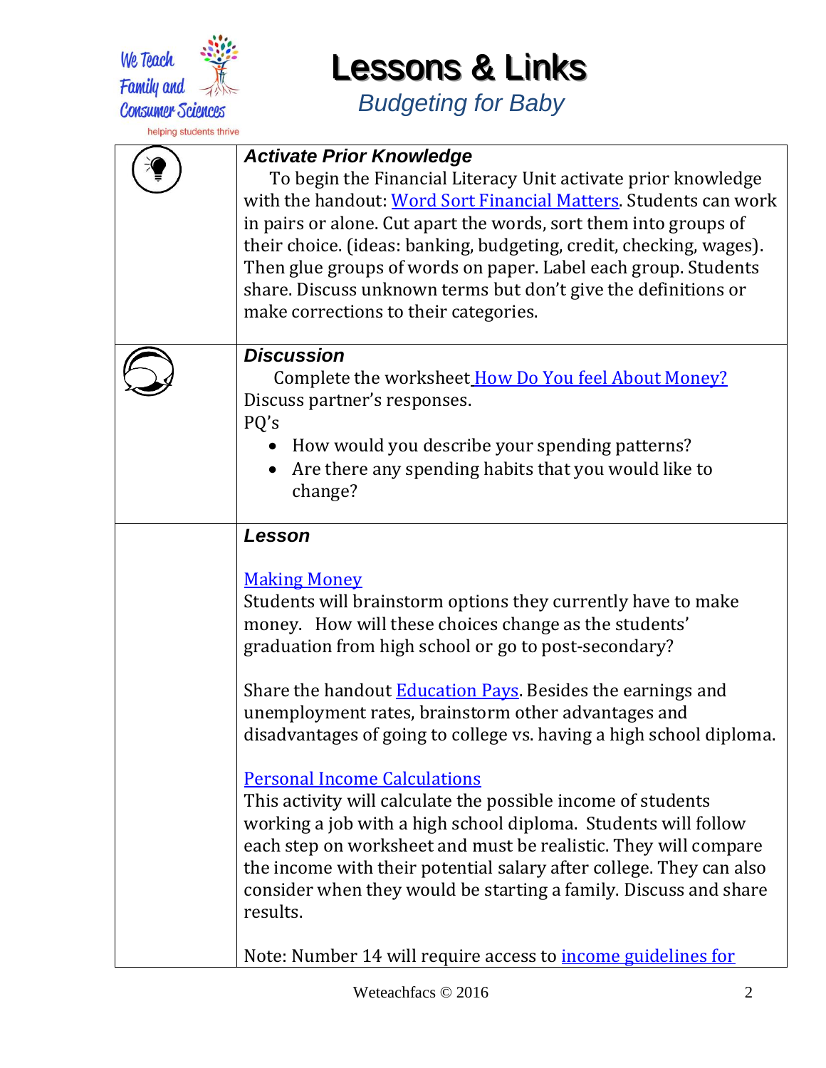# Lessons & Links

*Budgeting for Baby*

### *Activate Prior Knowledge*

To begin the Financial Literacy Unit activate prior knowledge with the handout: Word Sort Financial Matters. Students can work in pairs or alone. Cut apart the words, sort them into groups of their choice. (ideas: banking, budgeting, credit, checking, wages). Then glue groups of words on paper. Label each group. Students share. Discuss unknown terms but don't give the definitions or make corrections to their categories.

### *Discussion*

Complete the worksheet How Do You feel About Money?
Discuss partner's responses.
PQ's

- How would you describe your spending patterns?
- Are there any spending habits that you would like to change?

### *Lesson*

Making Money
Students will brainstorm options they currently have to make money. How will these choices change as the students' graduation from high school or go to post-secondary?

Share the handout Education Pays. Besides the earnings and unemployment rates, brainstorm other advantages and disadvantages of going to college vs. having a high school diploma.

Personal Income Calculations
This activity will calculate the possible income of students working a job with a high school diploma. Students will follow each step on worksheet and must be realistic. They will compare the income with their potential salary after college. They can also consider when they would be starting a family. Discuss and share results.

Note: Number 14 will require access to income guidelines for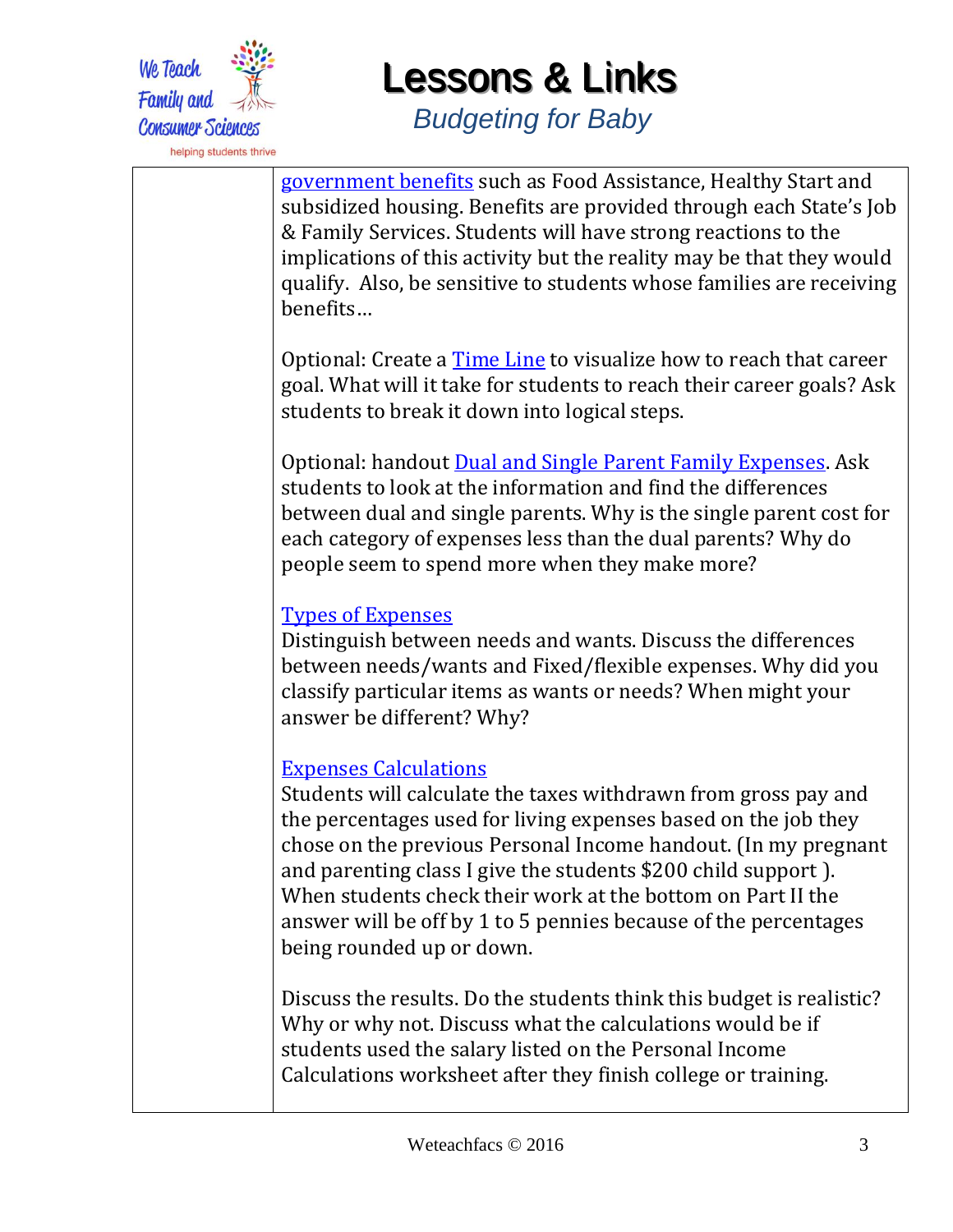government benefits such as Food Assistance, Healthy Start and subsidized housing. Benefits are provided through each State's Job & Family Services. Students will have strong reactions to the implications of this activity but the reality may be that they would qualify. Also, be sensitive to students whose families are receiving benefits…

Optional: Create a Time Line to visualize how to reach that career goal. What will it take for students to reach their career goals? Ask students to break it down into logical steps.

Optional: handout Dual and Single Parent Family Expenses. Ask students to look at the information and find the differences between dual and single parents. Why is the single parent cost for each category of expenses less than the dual parents? Why do people seem to spend more when they make more?

Types of Expenses

Distinguish between needs and wants. Discuss the differences between needs/wants and Fixed/flexible expenses. Why did you classify particular items as wants or needs? When might your answer be different? Why?

Expenses Calculations

Students will calculate the taxes withdrawn from gross pay and the percentages used for living expenses based on the job they chose on the previous Personal Income handout. (In my pregnant and parenting class I give the students $200 child support ). When students check their work at the bottom on Part II the answer will be off by 1 to 5 pennies because of the percentages being rounded up or down.

Discuss the results. Do the students think this budget is realistic? Why or why not. Discuss what the calculations would be if students used the salary listed on the Personal Income Calculations worksheet after they finish college or training.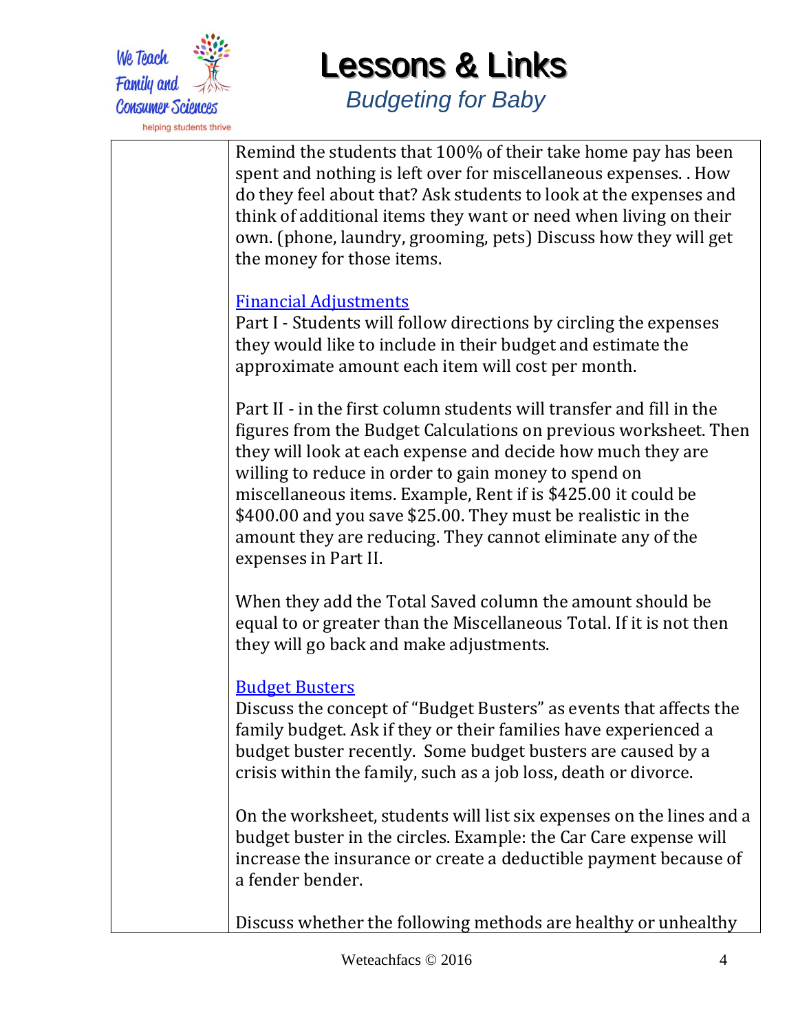| | |
|---|---|
| | Remind the students that 100% of their take home pay has been spent and nothing is left over for miscellaneous expenses. . How do they feel about that? Ask students to look at the expenses and think of additional items they want or need when living on their own. (phone, laundry, grooming, pets) Discuss how they will get the money for those items.<br><br>[Financial Adjustments]()<br>Part I - Students will follow directions by circling the expenses they would like to include in their budget and estimate the approximate amount each item will cost per month.<br><br>Part II - in the first column students will transfer and fill in the figures from the Budget Calculations on previous worksheet. Then they will look at each expense and decide how much they are willing to reduce in order to gain money to spend on miscellaneous items. Example, Rent if is $425.00 it could be $400.00 and you save $25.00. They must be realistic in the amount they are reducing. They cannot eliminate any of the expenses in Part II.<br><br>When they add the Total Saved column the amount should be equal to or greater than the Miscellaneous Total. If it is not then they will go back and make adjustments.<br><br>[Budget Busters]()<br>Discuss the concept of "Budget Busters" as events that affects the family budget. Ask if they or their families have experienced a budget buster recently. Some budget busters are caused by a crisis within the family, such as a job loss, death or divorce.<br><br>On the worksheet, students will list six expenses on the lines and a budget buster in the circles. Example: the Car Care expense will increase the insurance or create a deductible payment because of a fender bender.<br><br>Discuss whether the following methods are healthy or unhealthy |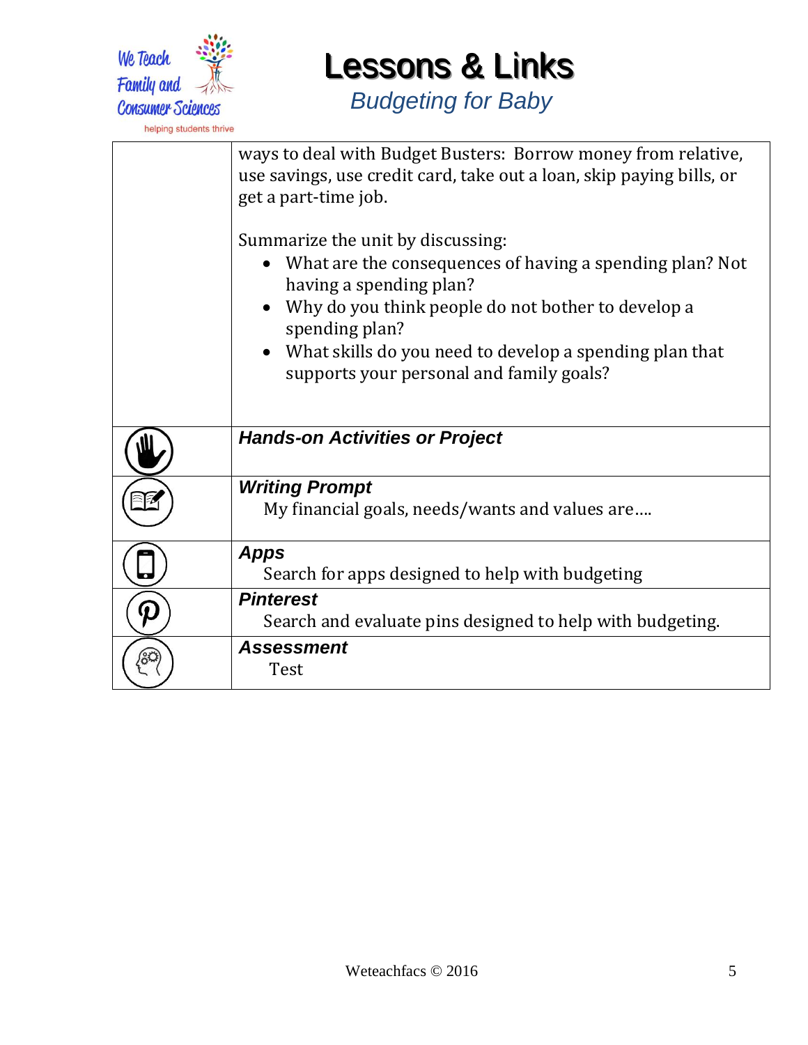| | |
|---|---|
| | ways to deal with Budget Busters: Borrow money from relative, use savings, use credit card, take out a loan, skip paying bills, or get a part-time job.<br><br>Summarize the unit by discussing:<br>• What are the consequences of having a spending plan? Not having a spending plan?<br>• Why do you think people do not bother to develop a spending plan?<br>• What skills do you need to develop a spending plan that supports your personal and family goals? |
| | ***Hands-on Activities or Project*** |
| | ***Writing Prompt***<br>My financial goals, needs/wants and values are…. |
| | ***Apps***<br>Search for apps designed to help with budgeting |
| | ***Pinterest***<br>Search and evaluate pins designed to help with budgeting. |
| | ***Assessment***<br>Test |